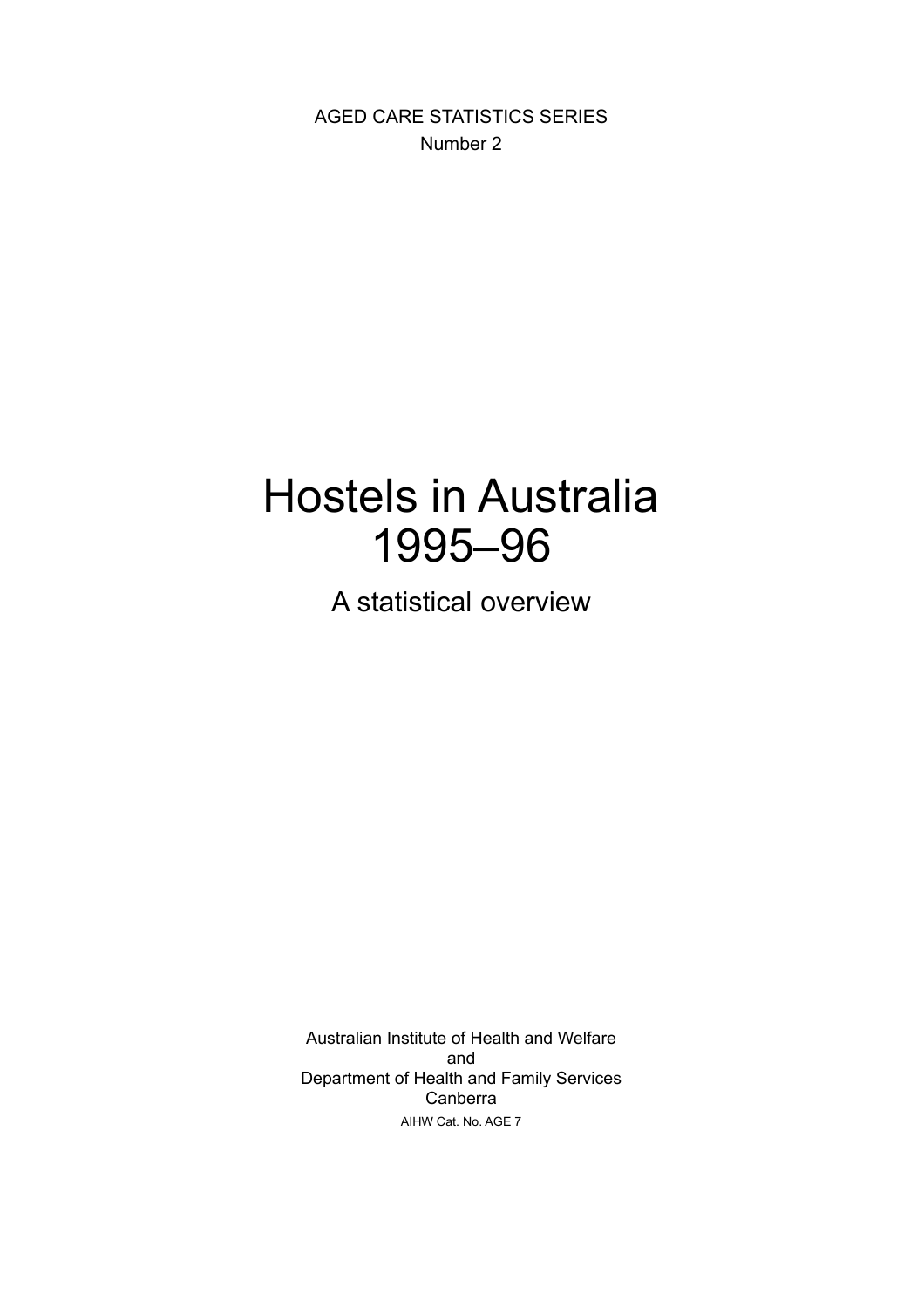AGED CARE STATISTICS SERIES

Number 2

# Hostels in Australia 1995–96

## A statistical overview

Australian Institute of Health and Welfare

and

Department of Health and Family Services

Canberra

AIHW Cat. No. AGE 7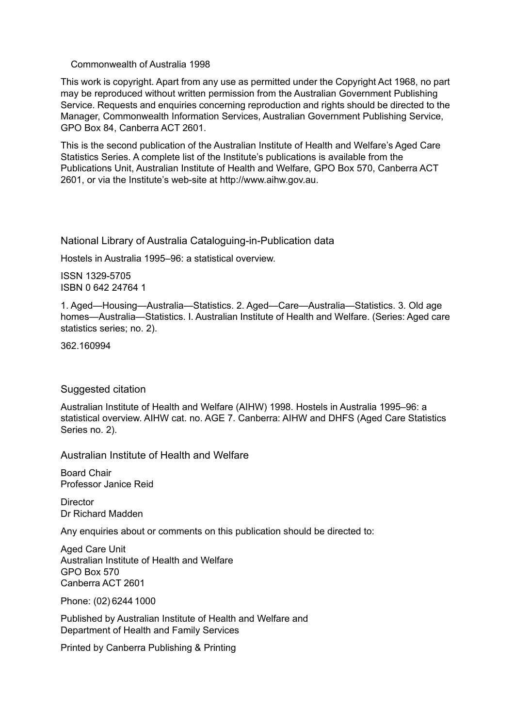Commonwealth of Australia 1998

This work is copyright. Apart from any use as permitted under the Copyright Act 1968, no part may be reproduced without written permission from the Australian Government Publishing Service. Requests and enquiries concerning reproduction and rights should be directed to the Manager, Commonwealth Information Services, Australian Government Publishing Service, GPO Box 84, Canberra ACT 2601.

This is the second publication of the Australian Institute of Health and Welfare's Aged Care Statistics Series. A complete list of the Institute's publications is available from the Publications Unit, Australian Institute of Health and Welfare, GPO Box 570, Canberra ACT 2601, or via the Institute's web-site at http://www.aihw.gov.au.

National Library of Australia Cataloguing-in-Publication data

Hostels in Australia 1995–96: a statistical overview.

ISSN 1329-5705
ISBN 0 642 24764 1

1. Aged—Housing—Australia—Statistics. 2. Aged—Care—Australia—Statistics. 3. Old age homes—Australia—Statistics. I. Australian Institute of Health and Welfare. (Series: Aged care statistics series; no. 2).

362.160994

Suggested citation

Australian Institute of Health and Welfare (AIHW) 1998. Hostels in Australia 1995–96: a statistical overview. AIHW cat. no. AGE 7. Canberra: AIHW and DHFS (Aged Care Statistics Series no. 2).

Australian Institute of Health and Welfare

Board Chair
Professor Janice Reid

Director
Dr Richard Madden

Any enquiries about or comments on this publication should be directed to:

Aged Care Unit
Australian Institute of Health and Welfare
GPO Box 570
Canberra ACT 2601

Phone: (02) 6244 1000

Published by Australian Institute of Health and Welfare and
Department of Health and Family Services

Printed by Canberra Publishing & Printing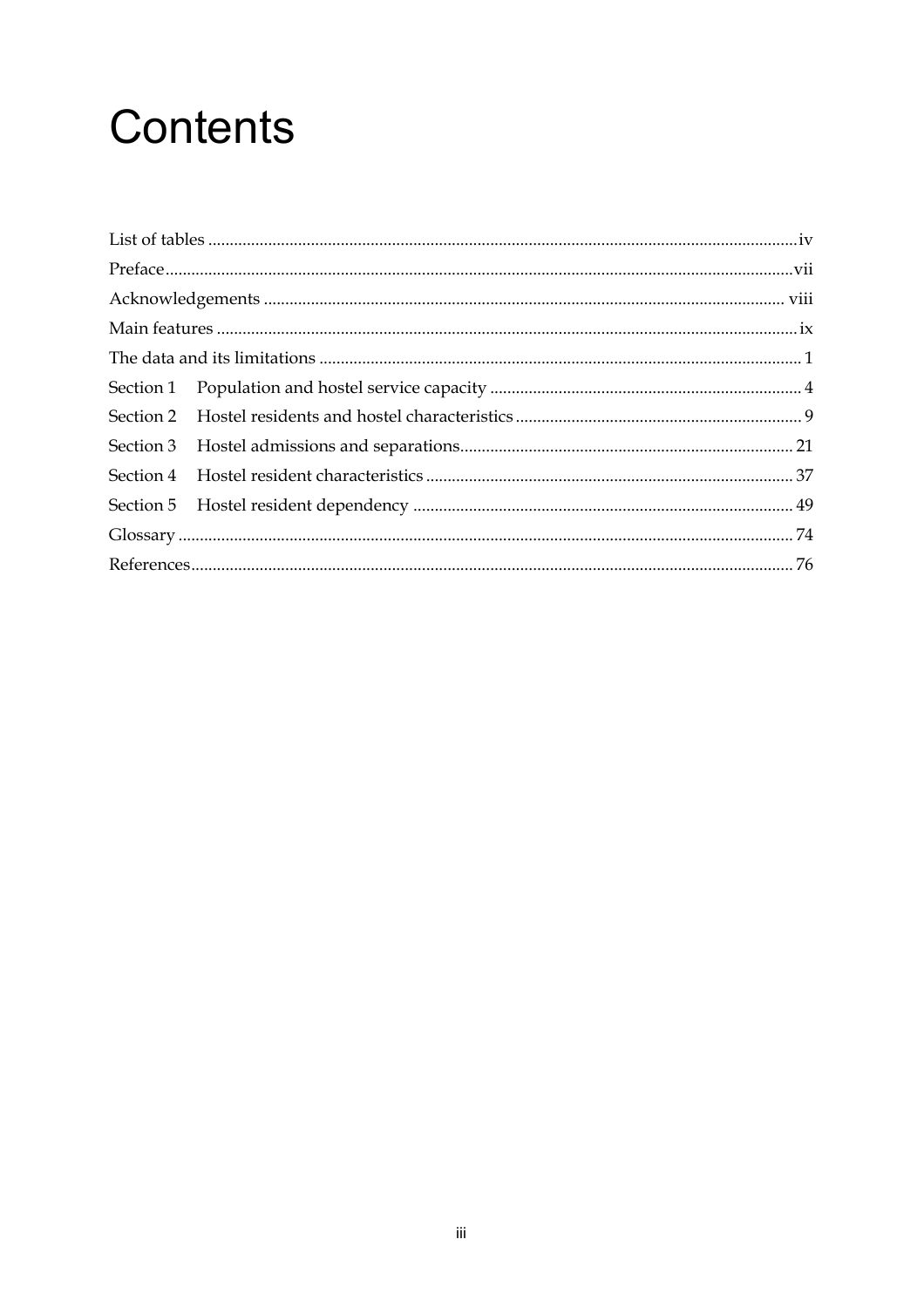# Contents

List of tables ....... iv

Preface ....... vii

Acknowledgements ....... viii

Main features ....... ix

The data and its limitations ....... 1

Section 1 Population and hostel service capacity ....... 4

Section 2 Hostel residents and hostel characteristics ....... 9

Section 3 Hostel admissions and separations ....... 21

Section 4 Hostel resident characteristics ....... 37

Section 5 Hostel resident dependency ....... 49

Glossary ....... 74

References ....... 76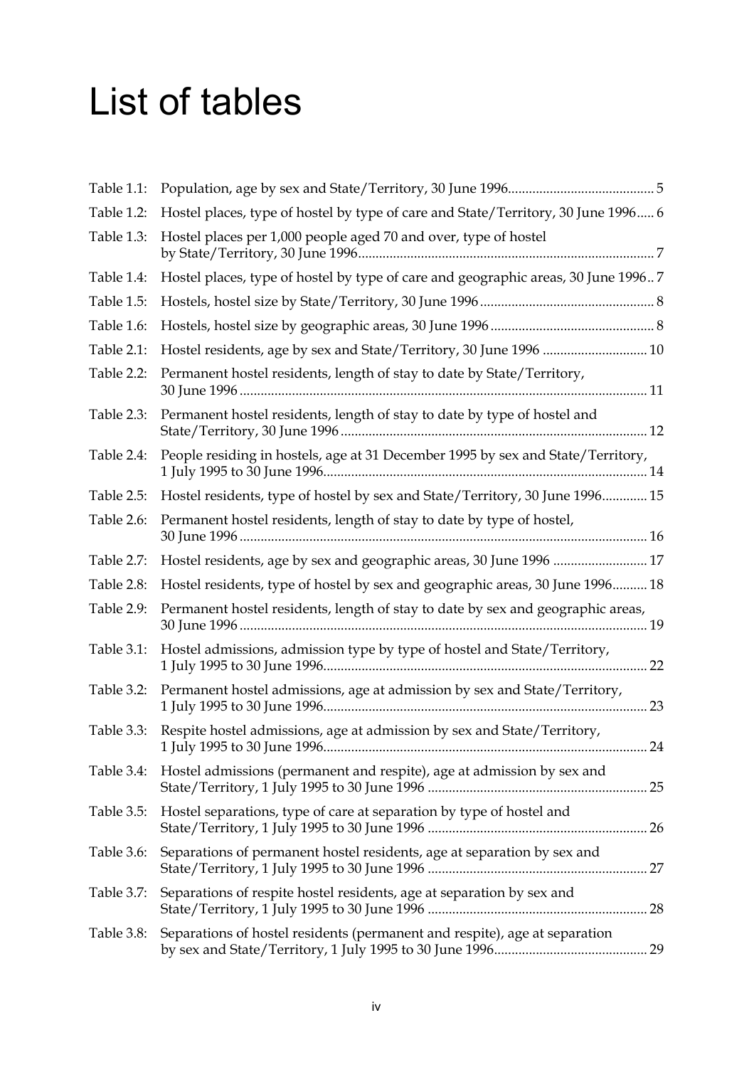# List of tables

| | | |
|---|---|---|
| Table 1.1: | Population, age by sex and State/Territory, 30 June 1996 | 5 |
| Table 1.2: | Hostel places, type of hostel by type of care and State/Territory, 30 June 1996 | 6 |
| Table 1.3: | Hostel places per 1,000 people aged 70 and over, type of hostel by State/Territory, 30 June 1996 | 7 |
| Table 1.4: | Hostel places, type of hostel by type of care and geographic areas, 30 June 1996 | 7 |
| Table 1.5: | Hostels, hostel size by State/Territory, 30 June 1996 | 8 |
| Table 1.6: | Hostels, hostel size by geographic areas, 30 June 1996 | 8 |
| Table 2.1: | Hostel residents, age by sex and State/Territory, 30 June 1996 | 10 |
| Table 2.2: | Permanent hostel residents, length of stay to date by State/Territory, 30 June 1996 | 11 |
| Table 2.3: | Permanent hostel residents, length of stay to date by type of hostel and State/Territory, 30 June 1996 | 12 |
| Table 2.4: | People residing in hostels, age at 31 December 1995 by sex and State/Territory, 1 July 1995 to 30 June 1996 | 14 |
| Table 2.5: | Hostel residents, type of hostel by sex and State/Territory, 30 June 1996 | 15 |
| Table 2.6: | Permanent hostel residents, length of stay to date by type of hostel, 30 June 1996 | 16 |
| Table 2.7: | Hostel residents, age by sex and geographic areas, 30 June 1996 | 17 |
| Table 2.8: | Hostel residents, type of hostel by sex and geographic areas, 30 June 1996 | 18 |
| Table 2.9: | Permanent hostel residents, length of stay to date by sex and geographic areas, 30 June 1996 | 19 |
| Table 3.1: | Hostel admissions, admission type by type of hostel and State/Territory, 1 July 1995 to 30 June 1996 | 22 |
| Table 3.2: | Permanent hostel admissions, age at admission by sex and State/Territory, 1 July 1995 to 30 June 1996 | 23 |
| Table 3.3: | Respite hostel admissions, age at admission by sex and State/Territory, 1 July 1995 to 30 June 1996 | 24 |
| Table 3.4: | Hostel admissions (permanent and respite), age at admission by sex and State/Territory, 1 July 1995 to 30 June 1996 | 25 |
| Table 3.5: | Hostel separations, type of care at separation by type of hostel and State/Territory, 1 July 1995 to 30 June 1996 | 26 |
| Table 3.6: | Separations of permanent hostel residents, age at separation by sex and State/Territory, 1 July 1995 to 30 June 1996 | 27 |
| Table 3.7: | Separations of respite hostel residents, age at separation by sex and State/Territory, 1 July 1995 to 30 June 1996 | 28 |
| Table 3.8: | Separations of hostel residents (permanent and respite), age at separation by sex and State/Territory, 1 July 1995 to 30 June 1996 | 29 |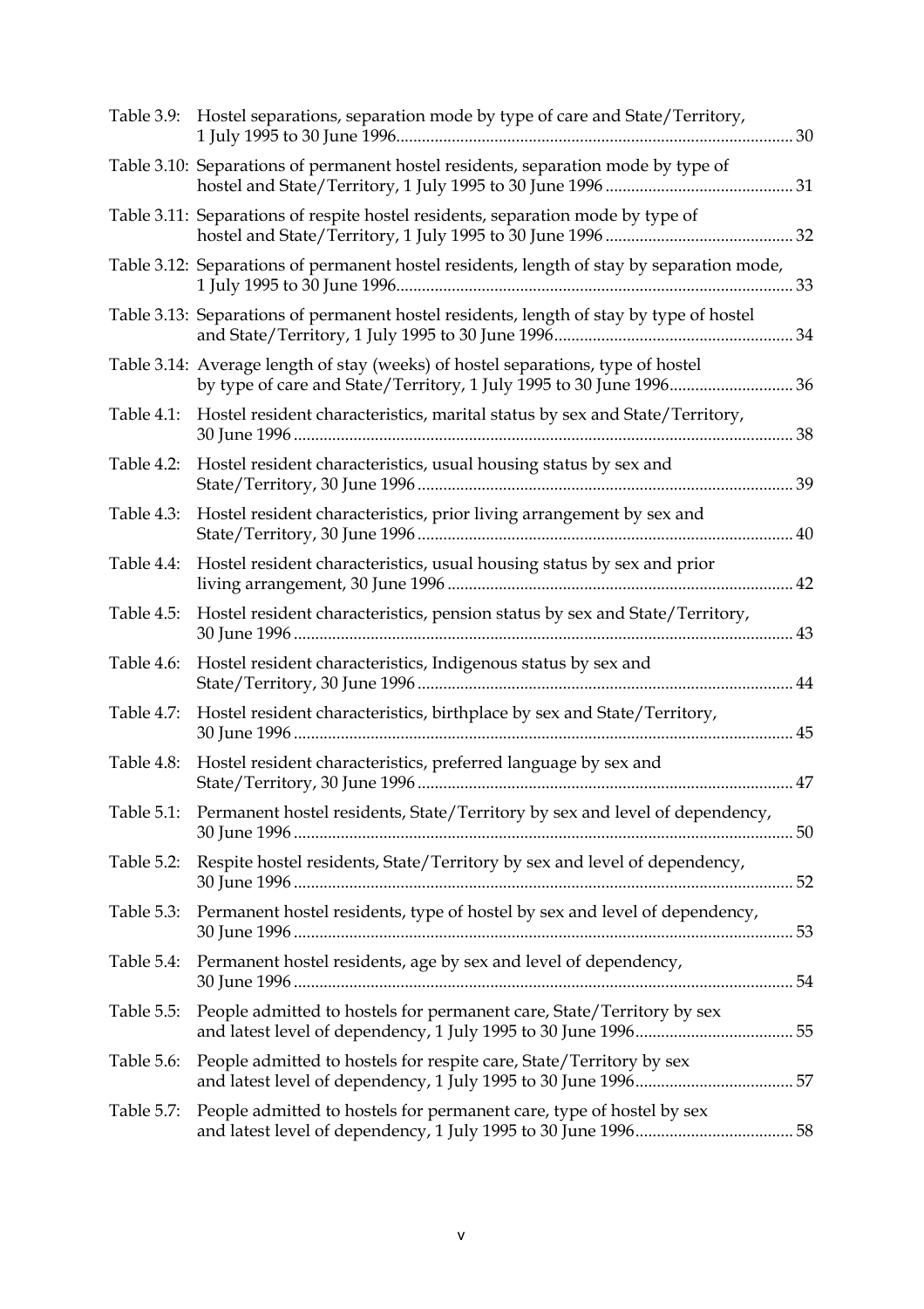Table 3.9: Hostel separations, separation mode by type of care and State/Territory, 1 July 1995 to 30 June 1996 ............ 30

Table 3.10: Separations of permanent hostel residents, separation mode by type of hostel and State/Territory, 1 July 1995 to 30 June 1996 ............ 31

Table 3.11: Separations of respite hostel residents, separation mode by type of hostel and State/Territory, 1 July 1995 to 30 June 1996 ............ 32

Table 3.12: Separations of permanent hostel residents, length of stay by separation mode, 1 July 1995 to 30 June 1996 ............ 33

Table 3.13: Separations of permanent hostel residents, length of stay by type of hostel and State/Territory, 1 July 1995 to 30 June 1996 ............ 34

Table 3.14: Average length of stay (weeks) of hostel separations, type of hostel by type of care and State/Territory, 1 July 1995 to 30 June 1996 ............ 36

Table 4.1: Hostel resident characteristics, marital status by sex and State/Territory, 30 June 1996 ............ 38

Table 4.2: Hostel resident characteristics, usual housing status by sex and State/Territory, 30 June 1996 ............ 39

Table 4.3: Hostel resident characteristics, prior living arrangement by sex and State/Territory, 30 June 1996 ............ 40

Table 4.4: Hostel resident characteristics, usual housing status by sex and prior living arrangement, 30 June 1996 ............ 42

Table 4.5: Hostel resident characteristics, pension status by sex and State/Territory, 30 June 1996 ............ 43

Table 4.6: Hostel resident characteristics, Indigenous status by sex and State/Territory, 30 June 1996 ............ 44

Table 4.7: Hostel resident characteristics, birthplace by sex and State/Territory, 30 June 1996 ............ 45

Table 4.8: Hostel resident characteristics, preferred language by sex and State/Territory, 30 June 1996 ............ 47

Table 5.1: Permanent hostel residents, State/Territory by sex and level of dependency, 30 June 1996 ............ 50

Table 5.2: Respite hostel residents, State/Territory by sex and level of dependency, 30 June 1996 ............ 52

Table 5.3: Permanent hostel residents, type of hostel by sex and level of dependency, 30 June 1996 ............ 53

Table 5.4: Permanent hostel residents, age by sex and level of dependency, 30 June 1996 ............ 54

Table 5.5: People admitted to hostels for permanent care, State/Territory by sex and latest level of dependency, 1 July 1995 to 30 June 1996 ............ 55

Table 5.6: People admitted to hostels for respite care, State/Territory by sex and latest level of dependency, 1 July 1995 to 30 June 1996 ............ 57

Table 5.7: People admitted to hostels for permanent care, type of hostel by sex and latest level of dependency, 1 July 1995 to 30 June 1996 ............ 58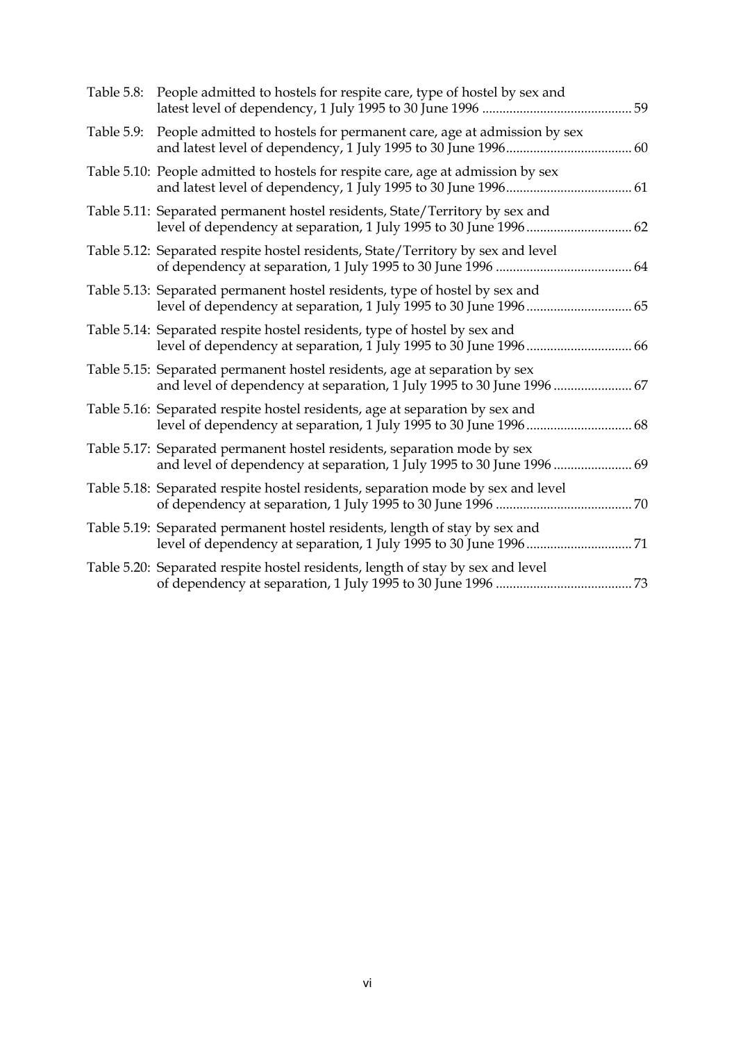Table 5.8: People admitted to hostels for respite care, type of hostel by sex and latest level of dependency, 1 July 1995 to 30 June 1996 ........................................... 59

Table 5.9: People admitted to hostels for permanent care, age at admission by sex and latest level of dependency, 1 July 1995 to 30 June 1996..................................... 60

Table 5.10: People admitted to hostels for respite care, age at admission by sex and latest level of dependency, 1 July 1995 to 30 June 1996..................................... 61

Table 5.11: Separated permanent hostel residents, State/Territory by sex and level of dependency at separation, 1 July 1995 to 30 June 1996 ............................... 62

Table 5.12: Separated respite hostel residents, State/Territory by sex and level of dependency at separation, 1 July 1995 to 30 June 1996 ........................................ 64

Table 5.13: Separated permanent hostel residents, type of hostel by sex and level of dependency at separation, 1 July 1995 to 30 June 1996 ............................... 65

Table 5.14: Separated respite hostel residents, type of hostel by sex and level of dependency at separation, 1 July 1995 to 30 June 1996 ............................... 66

Table 5.15: Separated permanent hostel residents, age at separation by sex and level of dependency at separation, 1 July 1995 to 30 June 1996 ....................... 67

Table 5.16: Separated respite hostel residents, age at separation by sex and level of dependency at separation, 1 July 1995 to 30 June 1996 ............................... 68

Table 5.17: Separated permanent hostel residents, separation mode by sex and level of dependency at separation, 1 July 1995 to 30 June 1996 ....................... 69

Table 5.18: Separated respite hostel residents, separation mode by sex and level of dependency at separation, 1 July 1995 to 30 June 1996 ........................................ 70

Table 5.19: Separated permanent hostel residents, length of stay by sex and level of dependency at separation, 1 July 1995 to 30 June 1996 ............................... 71

Table 5.20: Separated respite hostel residents, length of stay by sex and level of dependency at separation, 1 July 1995 to 30 June 1996 ........................................ 73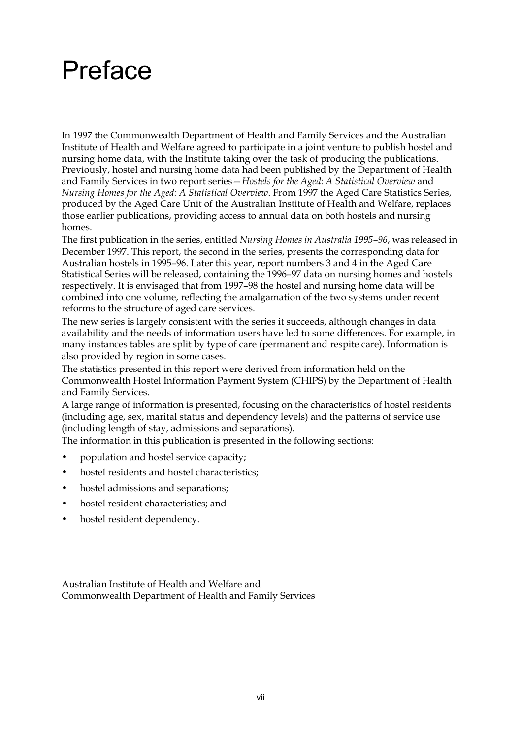# Preface

In 1997 the Commonwealth Department of Health and Family Services and the Australian Institute of Health and Welfare agreed to participate in a joint venture to publish hostel and nursing home data, with the Institute taking over the task of producing the publications. Previously, hostel and nursing home data had been published by the Department of Health and Family Services in two report series—*Hostels for the Aged: A Statistical Overview* and *Nursing Homes for the Aged: A Statistical Overview*. From 1997 the Aged Care Statistics Series, produced by the Aged Care Unit of the Australian Institute of Health and Welfare, replaces those earlier publications, providing access to annual data on both hostels and nursing homes.

The first publication in the series, entitled *Nursing Homes in Australia 1995–96*, was released in December 1997. This report, the second in the series, presents the corresponding data for Australian hostels in 1995–96. Later this year, report numbers 3 and 4 in the Aged Care Statistical Series will be released, containing the 1996–97 data on nursing homes and hostels respectively. It is envisaged that from 1997–98 the hostel and nursing home data will be combined into one volume, reflecting the amalgamation of the two systems under recent reforms to the structure of aged care services.

The new series is largely consistent with the series it succeeds, although changes in data availability and the needs of information users have led to some differences. For example, in many instances tables are split by type of care (permanent and respite care). Information is also provided by region in some cases.

The statistics presented in this report were derived from information held on the Commonwealth Hostel Information Payment System (CHIPS) by the Department of Health and Family Services.

A large range of information is presented, focusing on the characteristics of hostel residents (including age, sex, marital status and dependency levels) and the patterns of service use (including length of stay, admissions and separations).

The information in this publication is presented in the following sections:

- population and hostel service capacity;
- hostel residents and hostel characteristics;
- hostel admissions and separations;
- hostel resident characteristics; and
- hostel resident dependency.

Australian Institute of Health and Welfare and
Commonwealth Department of Health and Family Services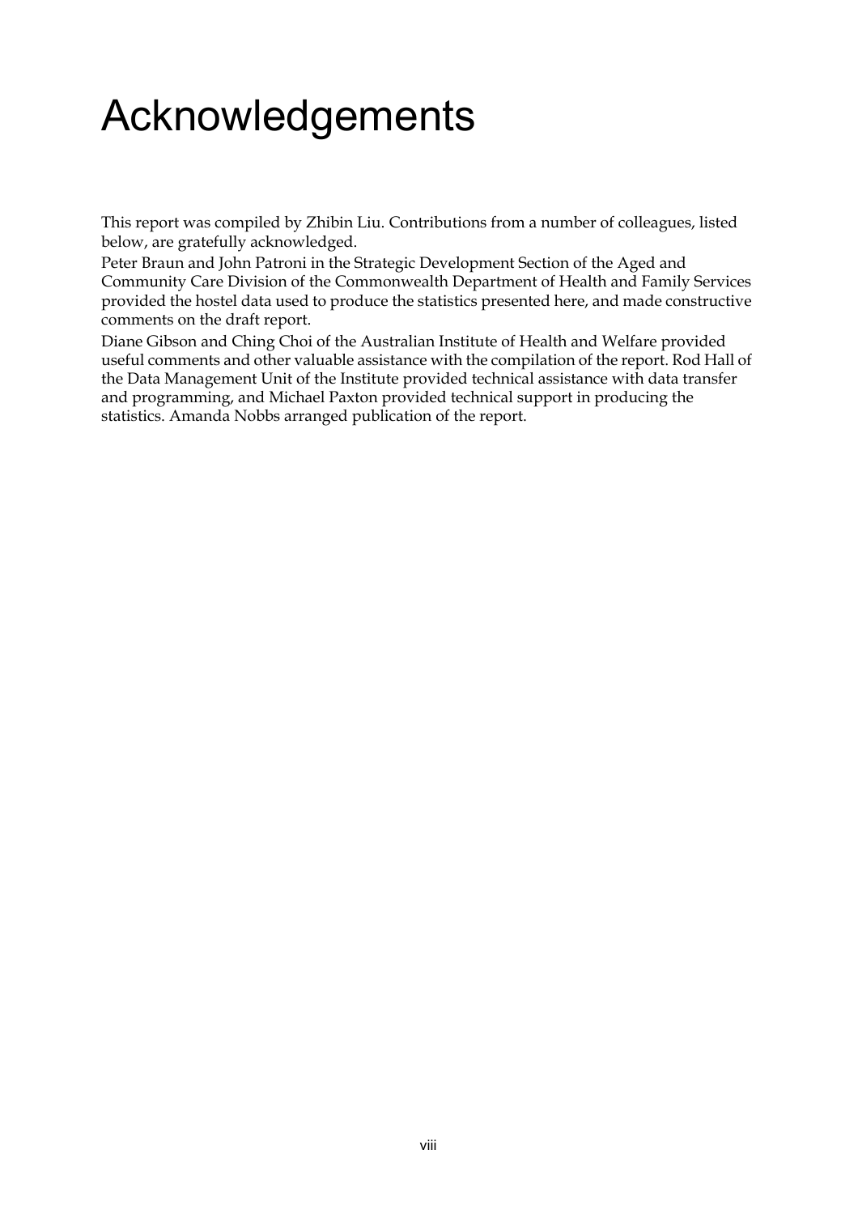# Acknowledgements

This report was compiled by Zhibin Liu. Contributions from a number of colleagues, listed below, are gratefully acknowledged.

Peter Braun and John Patroni in the Strategic Development Section of the Aged and Community Care Division of the Commonwealth Department of Health and Family Services provided the hostel data used to produce the statistics presented here, and made constructive comments on the draft report.

Diane Gibson and Ching Choi of the Australian Institute of Health and Welfare provided useful comments and other valuable assistance with the compilation of the report. Rod Hall of the Data Management Unit of the Institute provided technical assistance with data transfer and programming, and Michael Paxton provided technical support in producing the statistics. Amanda Nobbs arranged publication of the report.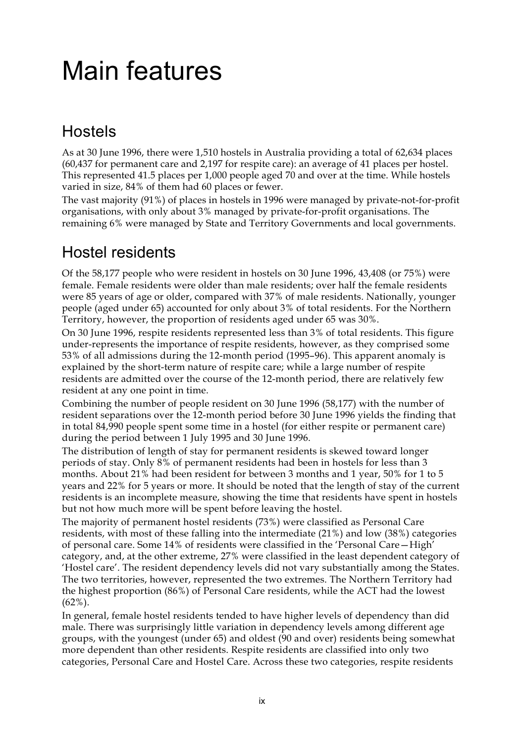# Main features

## Hostels

As at 30 June 1996, there were 1,510 hostels in Australia providing a total of 62,634 places (60,437 for permanent care and 2,197 for respite care): an average of 41 places per hostel. This represented 41.5 places per 1,000 people aged 70 and over at the time. While hostels varied in size, 84% of them had 60 places or fewer.

The vast majority (91%) of places in hostels in 1996 were managed by private-not-for-profit organisations, with only about 3% managed by private-for-profit organisations. The remaining 6% were managed by State and Territory Governments and local governments.

## Hostel residents

Of the 58,177 people who were resident in hostels on 30 June 1996, 43,408 (or 75%) were female. Female residents were older than male residents; over half the female residents were 85 years of age or older, compared with 37% of male residents. Nationally, younger people (aged under 65) accounted for only about 3% of total residents. For the Northern Territory, however, the proportion of residents aged under 65 was 30%.

On 30 June 1996, respite residents represented less than 3% of total residents. This figure under-represents the importance of respite residents, however, as they comprised some 53% of all admissions during the 12-month period (1995–96). This apparent anomaly is explained by the short-term nature of respite care; while a large number of respite residents are admitted over the course of the 12-month period, there are relatively few resident at any one point in time.

Combining the number of people resident on 30 June 1996 (58,177) with the number of resident separations over the 12-month period before 30 June 1996 yields the finding that in total 84,990 people spent some time in a hostel (for either respite or permanent care) during the period between 1 July 1995 and 30 June 1996.

The distribution of length of stay for permanent residents is skewed toward longer periods of stay. Only 8% of permanent residents had been in hostels for less than 3 months. About 21% had been resident for between 3 months and 1 year, 50% for 1 to 5 years and 22% for 5 years or more. It should be noted that the length of stay of the current residents is an incomplete measure, showing the time that residents have spent in hostels but not how much more will be spent before leaving the hostel.

The majority of permanent hostel residents (73%) were classified as Personal Care residents, with most of these falling into the intermediate (21%) and low (38%) categories of personal care. Some 14% of residents were classified in the 'Personal Care—High' category, and, at the other extreme, 27% were classified in the least dependent category of 'Hostel care'. The resident dependency levels did not vary substantially among the States. The two territories, however, represented the two extremes. The Northern Territory had the highest proportion (86%) of Personal Care residents, while the ACT had the lowest (62%).

In general, female hostel residents tended to have higher levels of dependency than did male. There was surprisingly little variation in dependency levels among different age groups, with the youngest (under 65) and oldest (90 and over) residents being somewhat more dependent than other residents. Respite residents are classified into only two categories, Personal Care and Hostel Care. Across these two categories, respite residents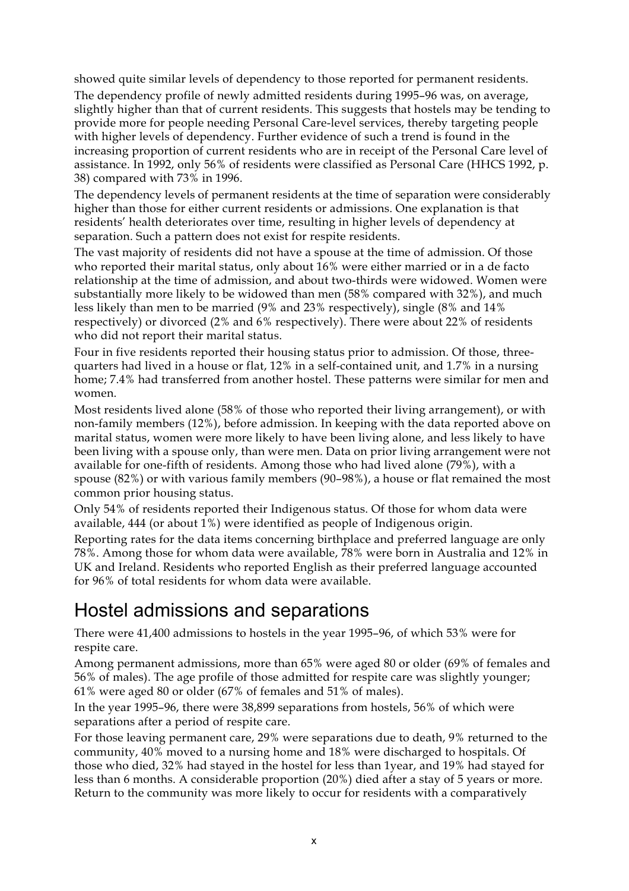showed quite similar levels of dependency to those reported for permanent residents.

The dependency profile of newly admitted residents during 1995–96 was, on average, slightly higher than that of current residents. This suggests that hostels may be tending to provide more for people needing Personal Care-level services, thereby targeting people with higher levels of dependency. Further evidence of such a trend is found in the increasing proportion of current residents who are in receipt of the Personal Care level of assistance. In 1992, only 56% of residents were classified as Personal Care (HHCS 1992, p. 38) compared with 73% in 1996.

The dependency levels of permanent residents at the time of separation were considerably higher than those for either current residents or admissions. One explanation is that residents' health deteriorates over time, resulting in higher levels of dependency at separation. Such a pattern does not exist for respite residents.

The vast majority of residents did not have a spouse at the time of admission. Of those who reported their marital status, only about 16% were either married or in a de facto relationship at the time of admission, and about two-thirds were widowed. Women were substantially more likely to be widowed than men (58% compared with 32%), and much less likely than men to be married (9% and 23% respectively), single (8% and 14% respectively) or divorced (2% and 6% respectively). There were about 22% of residents who did not report their marital status.

Four in five residents reported their housing status prior to admission. Of those, three-quarters had lived in a house or flat, 12% in a self-contained unit, and 1.7% in a nursing home; 7.4% had transferred from another hostel. These patterns were similar for men and women.

Most residents lived alone (58% of those who reported their living arrangement), or with non-family members (12%), before admission. In keeping with the data reported above on marital status, women were more likely to have been living alone, and less likely to have been living with a spouse only, than were men. Data on prior living arrangement were not available for one-fifth of residents. Among those who had lived alone (79%), with a spouse (82%) or with various family members (90–98%), a house or flat remained the most common prior housing status.

Only 54% of residents reported their Indigenous status. Of those for whom data were available, 444 (or about 1%) were identified as people of Indigenous origin.

Reporting rates for the data items concerning birthplace and preferred language are only 78%. Among those for whom data were available, 78% were born in Australia and 12% in UK and Ireland. Residents who reported English as their preferred language accounted for 96% of total residents for whom data were available.

## Hostel admissions and separations

There were 41,400 admissions to hostels in the year 1995–96, of which 53% were for respite care.

Among permanent admissions, more than 65% were aged 80 or older (69% of females and 56% of males). The age profile of those admitted for respite care was slightly younger; 61% were aged 80 or older (67% of females and 51% of males).

In the year 1995–96, there were 38,899 separations from hostels, 56% of which were separations after a period of respite care.

For those leaving permanent care, 29% were separations due to death, 9% returned to the community, 40% moved to a nursing home and 18% were discharged to hospitals. Of those who died, 32% had stayed in the hostel for less than 1year, and 19% had stayed for less than 6 months. A considerable proportion (20%) died after a stay of 5 years or more. Return to the community was more likely to occur for residents with a comparatively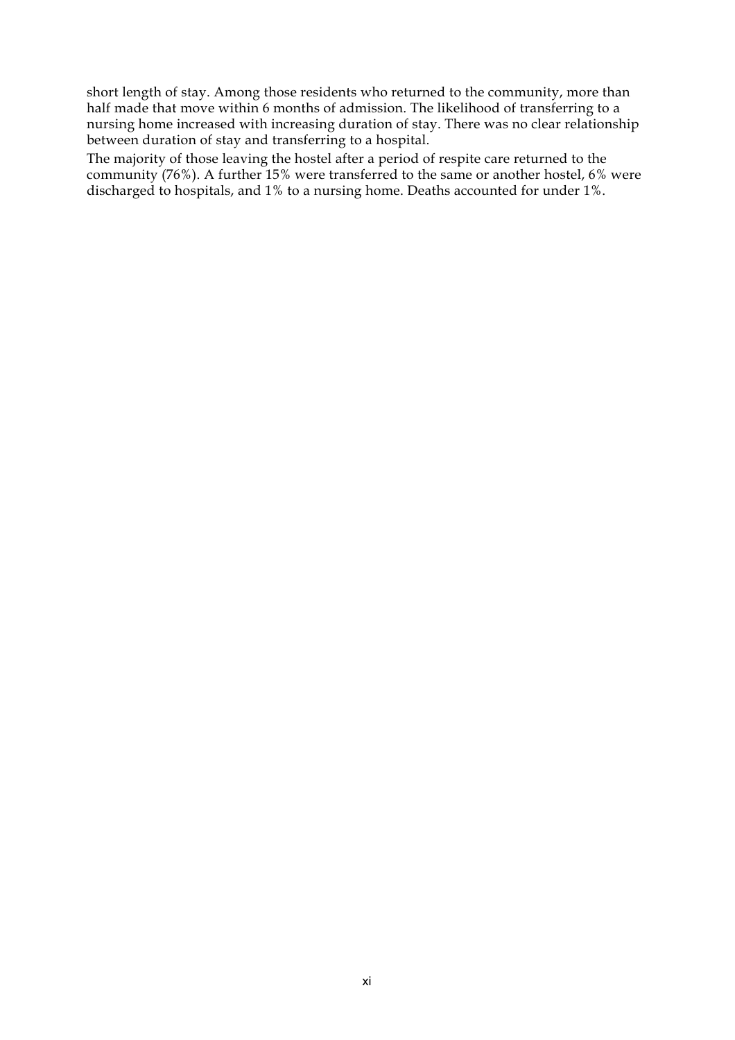short length of stay. Among those residents who returned to the community, more than half made that move within 6 months of admission. The likelihood of transferring to a nursing home increased with increasing duration of stay. There was no clear relationship between duration of stay and transferring to a hospital.

The majority of those leaving the hostel after a period of respite care returned to the community (76%). A further 15% were transferred to the same or another hostel, 6% were discharged to hospitals, and 1% to a nursing home. Deaths accounted for under 1%.